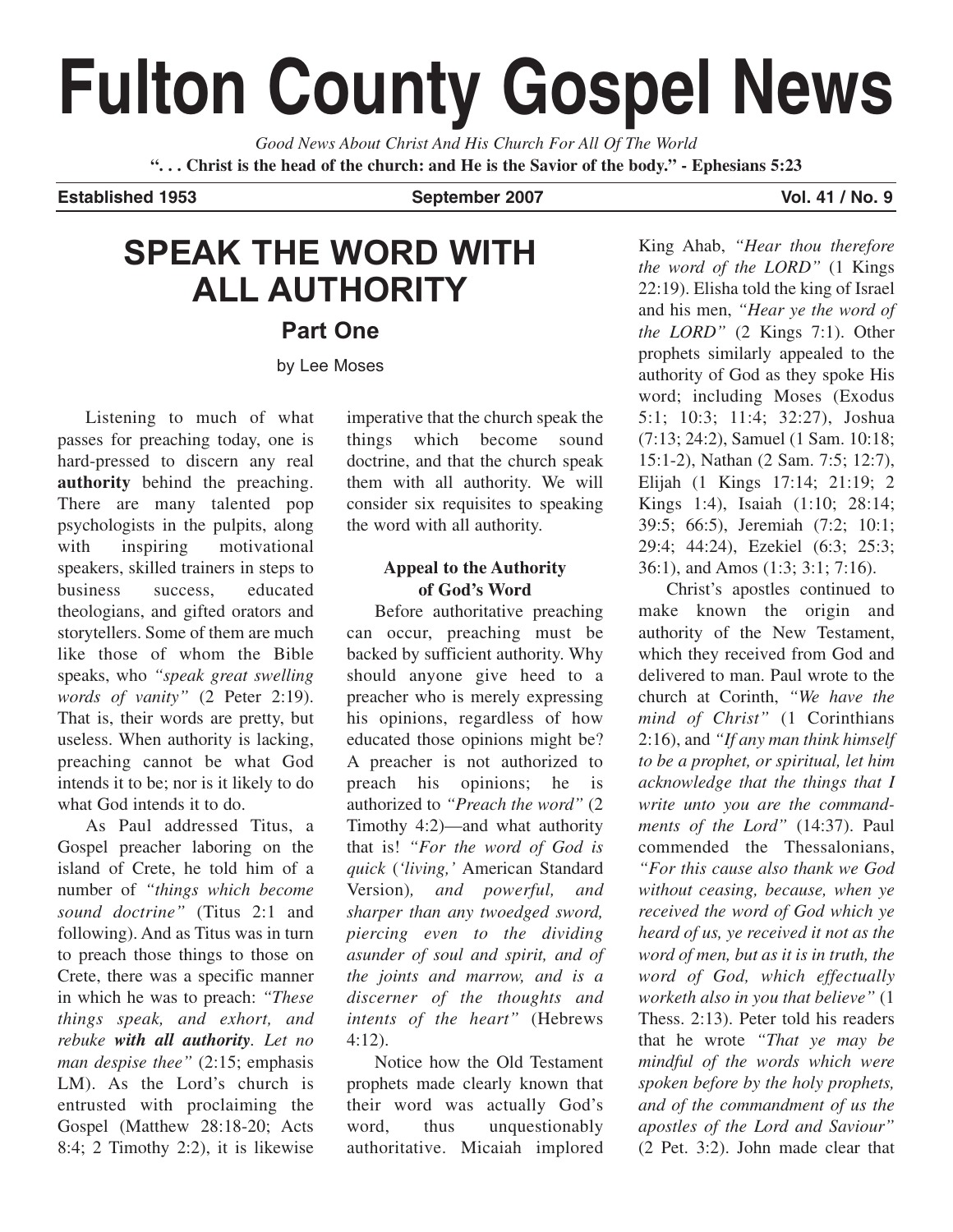# Fulton County Gospel News

*Good News About Christ And His Church For All Of The World*

**". . . Christ is the head of the church: and He is the Savior of the body." - Ephesians 5:23**

**Established 1953** | **September 2007** | **Vol. 41 / No. 9**

## SPEAK THE WORD WITH ALL AUTHORITY

### Part One

by Lee Moses

Listening to much of what passes for preaching today, one is hard-pressed to discern any real **authority** behind the preaching. There are many talented pop psychologists in the pulpits, along with inspiring motivational speakers, skilled trainers in steps to business success, educated theologians, and gifted orators and storytellers. Some of them are much like those of whom the Bible speaks, who *"speak great swelling words of vanity"* (2 Peter 2:19). That is, their words are pretty, but useless. When authority is lacking, preaching cannot be what God intends it to be; nor is it likely to do what God intends it to do.

As Paul addressed Titus, a Gospel preacher laboring on the island of Crete, he told him of a number of *"things which become sound doctrine"* (Titus 2:1 and following). And as Titus was in turn to preach those things to those on Crete, there was a specific manner in which he was to preach: *"These things speak, and exhort, and rebuke **with all authority**. Let no man despise thee"* (2:15; emphasis LM). As the Lord's church is entrusted with proclaiming the Gospel (Matthew 28:18-20; Acts 8:4; 2 Timothy 2:2), it is likewise imperative that the church speak the things which become sound doctrine, and that the church speak them with all authority. We will consider six requisites to speaking the word with all authority.

#### Appeal to the Authority of God's Word

Before authoritative preaching can occur, preaching must be backed by sufficient authority. Why should anyone give heed to a preacher who is merely expressing his opinions, regardless of how educated those opinions might be? A preacher is not authorized to preach his opinions; he is authorized to *"Preach the word"* (2 Timothy 4:2)—and what authority that is! *"For the word of God is quick* (*'living,'* American Standard Version)*, and powerful, and sharper than any twoedged sword, piercing even to the dividing asunder of soul and spirit, and of the joints and marrow, and is a discerner of the thoughts and intents of the heart"* (Hebrews 4:12).

Notice how the Old Testament prophets made clearly known that their word was actually God's word, thus unquestionably authoritative. Micaiah implored King Ahab, *"Hear thou therefore the word of the LORD"* (1 Kings 22:19). Elisha told the king of Israel and his men, *"Hear ye the word of the LORD"* (2 Kings 7:1). Other prophets similarly appealed to the authority of God as they spoke His word; including Moses (Exodus 5:1; 10:3; 11:4; 32:27), Joshua (7:13; 24:2), Samuel (1 Sam. 10:18; 15:1-2), Nathan (2 Sam. 7:5; 12:7), Elijah (1 Kings 17:14; 21:19; 2 Kings 1:4), Isaiah (1:10; 28:14; 39:5; 66:5), Jeremiah (7:2; 10:1; 29:4; 44:24), Ezekiel (6:3; 25:3; 36:1), and Amos (1:3; 3:1; 7:16).

Christ's apostles continued to make known the origin and authority of the New Testament, which they received from God and delivered to man. Paul wrote to the church at Corinth, *"We have the mind of Christ"* (1 Corinthians 2:16), and *"If any man think himself to be a prophet, or spiritual, let him acknowledge that the things that I write unto you are the commandments of the Lord"* (14:37). Paul commended the Thessalonians, *"For this cause also thank we God without ceasing, because, when ye received the word of God which ye heard of us, ye received it not as the word of men, but as it is in truth, the word of God, which effectually worketh also in you that believe"* (1 Thess. 2:13). Peter told his readers that he wrote *"That ye may be mindful of the words which were spoken before by the holy prophets, and of the commandment of us the apostles of the Lord and Saviour"* (2 Pet. 3:2). John made clear that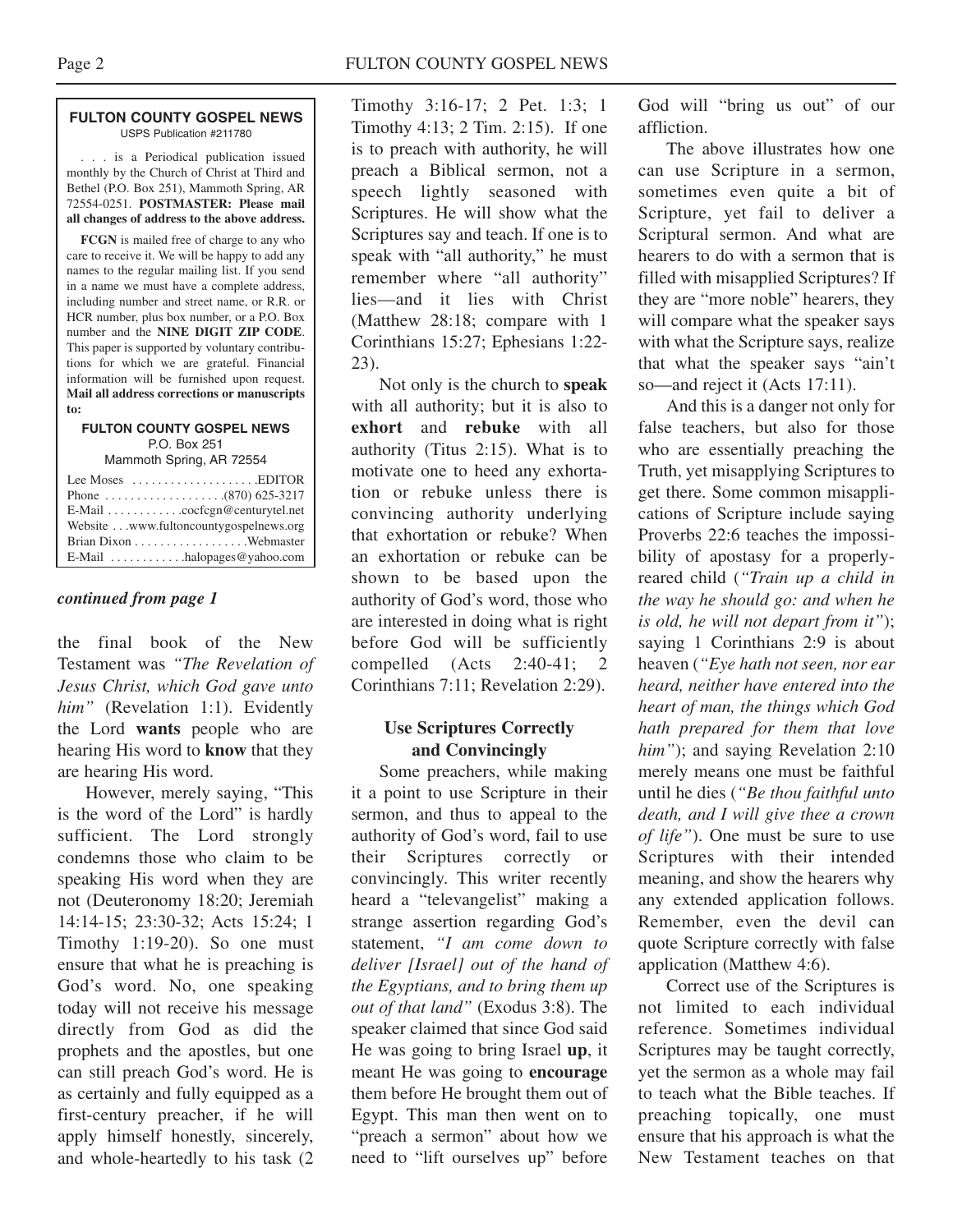**FULTON COUNTY GOSPEL NEWS**
USPS Publication #211780

. . . is a Periodical publication issued monthly by the Church of Christ at Third and Bethel (P.O. Box 251), Mammoth Spring, AR 72554-0251. **POSTMASTER: Please mail all changes of address to the above address.**

**FCGN** is mailed free of charge to any who care to receive it. We will be happy to add any names to the regular mailing list. If you send in a name we must have a complete address, including number and street name, or R.R. or HCR number, plus box number, or a P.O. Box number and the **NINE DIGIT ZIP CODE**. This paper is supported by voluntary contributions for which we are grateful. Financial information will be furnished upon request. **Mail all address corrections or manuscripts to:**

**FULTON COUNTY GOSPEL NEWS**
P.O. Box 251
Mammoth Spring, AR 72554

Lee Moses . . . . . . . . . . . . . . . . . . . .EDITOR
Phone . . . . . . . . . . . . . . . . . . .(870) 625-3217
E-Mail . . . . . . . . . . . .cocfcgn@centurytel.net
Website . . .www.fultoncountygospelnews.org
Brian Dixon . . . . . . . . . . . . . . . . . .Webmaster
E-Mail . . . . . . . . . . . .halopages@yahoo.com

***continued from page 1***

the final book of the New Testament was *"The Revelation of Jesus Christ, which God gave unto him"* (Revelation 1:1). Evidently the Lord **wants** people who are hearing His word to **know** that they are hearing His word.

However, merely saying, "This is the word of the Lord" is hardly sufficient. The Lord strongly condemns those who claim to be speaking His word when they are not (Deuteronomy 18:20; Jeremiah 14:14-15; 23:30-32; Acts 15:24; 1 Timothy 1:19-20). So one must ensure that what he is preaching is God's word. No, one speaking today will not receive his message directly from God as did the prophets and the apostles, but one can still preach God's word. He is as certainly and fully equipped as a first-century preacher, if he will apply himself honestly, sincerely, and whole-heartedly to his task (2 Timothy 3:16-17; 2 Pet. 1:3; 1 Timothy 4:13; 2 Tim. 2:15). If one is to preach with authority, he will preach a Biblical sermon, not a speech lightly seasoned with Scriptures. He will show what the Scriptures say and teach. If one is to speak with "all authority," he must remember where "all authority" lies—and it lies with Christ (Matthew 28:18; compare with 1 Corinthians 15:27; Ephesians 1:22-23).

Not only is the church to **speak** with all authority; but it is also to **exhort** and **rebuke** with all authority (Titus 2:15). What is to motivate one to heed any exhortation or rebuke unless there is convincing authority underlying that exhortation or rebuke? When an exhortation or rebuke can be shown to be based upon the authority of God's word, those who are interested in doing what is right before God will be sufficiently compelled (Acts 2:40-41; 2 Corinthians 7:11; Revelation 2:29).

### Use Scriptures Correctly and Convincingly

Some preachers, while making it a point to use Scripture in their sermon, and thus to appeal to the authority of God's word, fail to use their Scriptures correctly or convincingly. This writer recently heard a "televangelist" making a strange assertion regarding God's statement, *"I am come down to deliver [Israel] out of the hand of the Egyptians, and to bring them up out of that land"* (Exodus 3:8). The speaker claimed that since God said He was going to bring Israel **up**, it meant He was going to **encourage** them before He brought them out of Egypt. This man then went on to "preach a sermon" about how we need to "lift ourselves up" before God will "bring us out" of our affliction.

The above illustrates how one can use Scripture in a sermon, sometimes even quite a bit of Scripture, yet fail to deliver a Scriptural sermon. And what are hearers to do with a sermon that is filled with misapplied Scriptures? If they are "more noble" hearers, they will compare what the speaker says with what the Scripture says, realize that what the speaker says "ain't so—and reject it (Acts 17:11).

And this is a danger not only for false teachers, but also for those who are essentially preaching the Truth, yet misapplying Scriptures to get there. Some common misapplications of Scripture include saying Proverbs 22:6 teaches the impossibility of apostasy for a properly-reared child (*"Train up a child in the way he should go: and when he is old, he will not depart from it"*); saying 1 Corinthians 2:9 is about heaven (*"Eye hath not seen, nor ear heard, neither have entered into the heart of man, the things which God hath prepared for them that love him"*); and saying Revelation 2:10 merely means one must be faithful until he dies (*"Be thou faithful unto death, and I will give thee a crown of life"*). One must be sure to use Scriptures with their intended meaning, and show the hearers why any extended application follows. Remember, even the devil can quote Scripture correctly with false application (Matthew 4:6).

Correct use of the Scriptures is not limited to each individual reference. Sometimes individual Scriptures may be taught correctly, yet the sermon as a whole may fail to teach what the Bible teaches. If preaching topically, one must ensure that his approach is what the New Testament teaches on that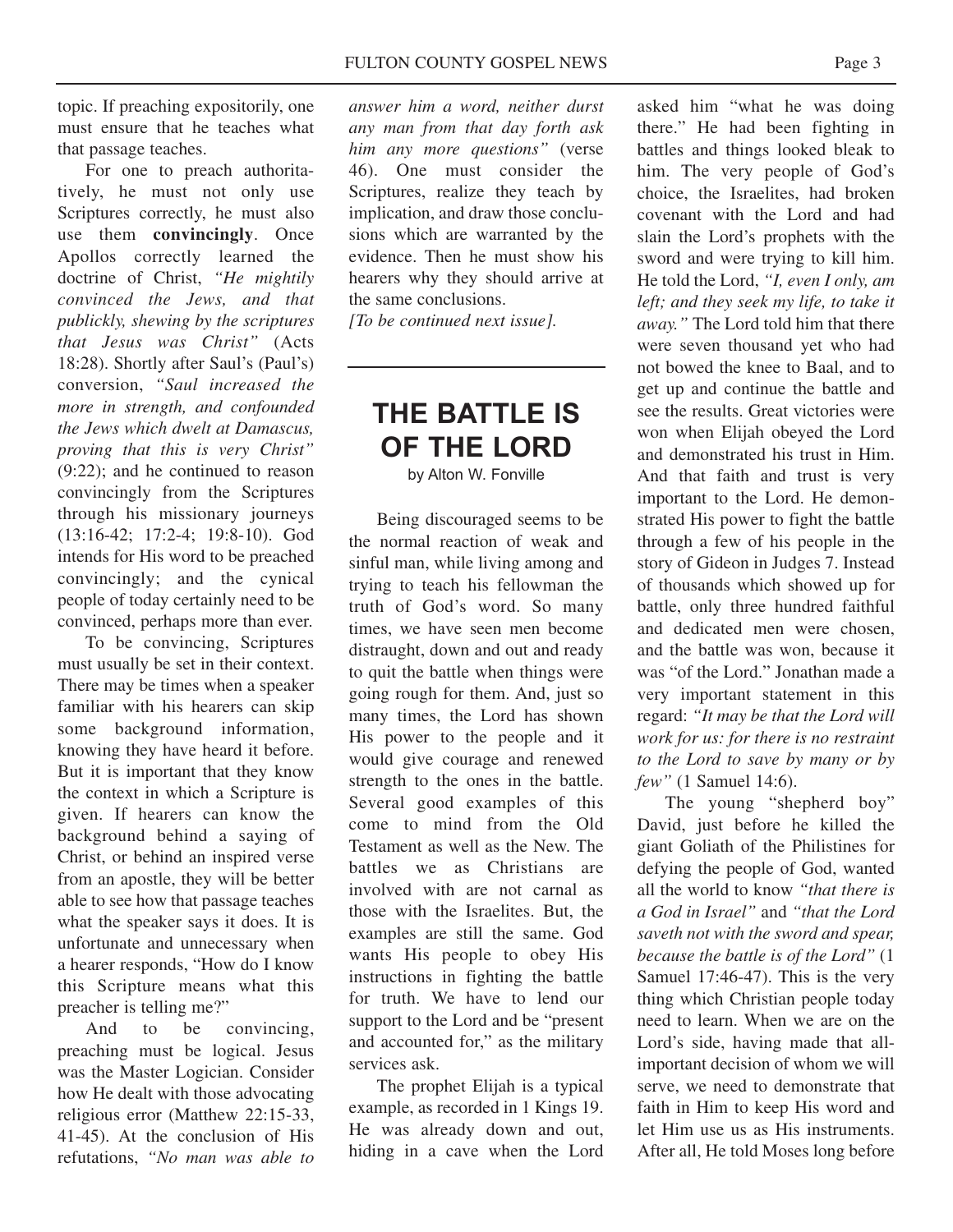topic. If preaching expositorily, one must ensure that he teaches what that passage teaches.

For one to preach authoritatively, he must not only use Scriptures correctly, he must also use them **convincingly**. Once Apollos correctly learned the doctrine of Christ, *"He mightily convinced the Jews, and that publickly, shewing by the scriptures that Jesus was Christ"* (Acts 18:28). Shortly after Saul's (Paul's) conversion, *"Saul increased the more in strength, and confounded the Jews which dwelt at Damascus, proving that this is very Christ"* (9:22); and he continued to reason convincingly from the Scriptures through his missionary journeys (13:16-42; 17:2-4; 19:8-10). God intends for His word to be preached convincingly; and the cynical people of today certainly need to be convinced, perhaps more than ever.

To be convincing, Scriptures must usually be set in their context. There may be times when a speaker familiar with his hearers can skip some background information, knowing they have heard it before. But it is important that they know the context in which a Scripture is given. If hearers can know the background behind a saying of Christ, or behind an inspired verse from an apostle, they will be better able to see how that passage teaches what the speaker says it does. It is unfortunate and unnecessary when a hearer responds, "How do I know this Scripture means what this preacher is telling me?"

And to be convincing, preaching must be logical. Jesus was the Master Logician. Consider how He dealt with those advocating religious error (Matthew 22:15-33, 41-45). At the conclusion of His refutations, *"No man was able to answer him a word, neither durst any man from that day forth ask him any more questions"* (verse 46). One must consider the Scriptures, realize they teach by implication, and draw those conclusions which are warranted by the evidence. Then he must show his hearers why they should arrive at the same conclusions.

*[To be continued next issue].*

---

# THE BATTLE IS OF THE LORD

by Alton W. Fonville

Being discouraged seems to be the normal reaction of weak and sinful man, while living among and trying to teach his fellowman the truth of God's word. So many times, we have seen men become distraught, down and out and ready to quit the battle when things were going rough for them. And, just so many times, the Lord has shown His power to the people and it would give courage and renewed strength to the ones in the battle. Several good examples of this come to mind from the Old Testament as well as the New. The battles we as Christians are involved with are not carnal as those with the Israelites. But, the examples are still the same. God wants His people to obey His instructions in fighting the battle for truth. We have to lend our support to the Lord and be "present and accounted for," as the military services ask.

The prophet Elijah is a typical example, as recorded in 1 Kings 19. He was already down and out, hiding in a cave when the Lord asked him "what he was doing there." He had been fighting in battles and things looked bleak to him. The very people of God's choice, the Israelites, had broken covenant with the Lord and had slain the Lord's prophets with the sword and were trying to kill him. He told the Lord, *"I, even I only, am left; and they seek my life, to take it away."* The Lord told him that there were seven thousand yet who had not bowed the knee to Baal, and to get up and continue the battle and see the results. Great victories were won when Elijah obeyed the Lord and demonstrated his trust in Him. And that faith and trust is very important to the Lord. He demonstrated His power to fight the battle through a few of his people in the story of Gideon in Judges 7. Instead of thousands which showed up for battle, only three hundred faithful and dedicated men were chosen, and the battle was won, because it was "of the Lord." Jonathan made a very important statement in this regard: *"It may be that the Lord will work for us: for there is no restraint to the Lord to save by many or by few"* (1 Samuel 14:6).

The young "shepherd boy" David, just before he killed the giant Goliath of the Philistines for defying the people of God, wanted all the world to know *"that there is a God in Israel"* and *"that the Lord saveth not with the sword and spear, because the battle is of the Lord"* (1 Samuel 17:46-47). This is the very thing which Christian people today need to learn. When we are on the Lord's side, having made that all-important decision of whom we will serve, we need to demonstrate that faith in Him to keep His word and let Him use us as His instruments. After all, He told Moses long before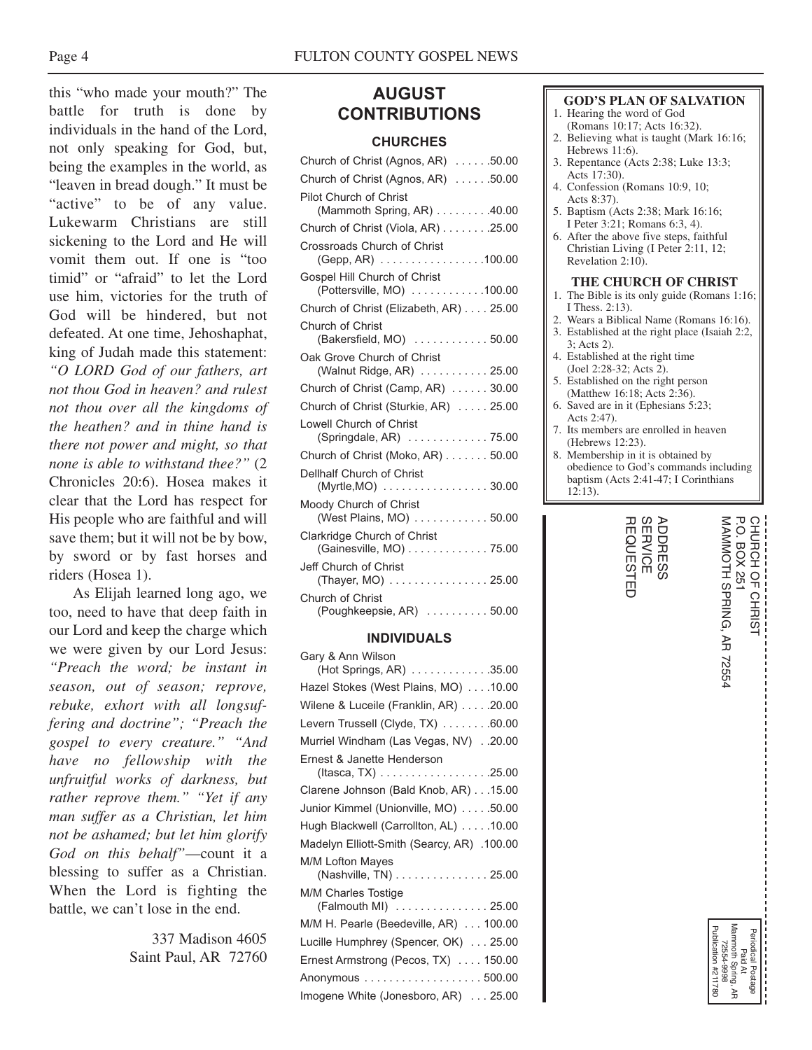this "who made your mouth?" The battle for truth is done by individuals in the hand of the Lord, not only speaking for God, but, being the examples in the world, as "leaven in bread dough." It must be "active" to be of any value. Lukewarm Christians are still sickening to the Lord and He will vomit them out. If one is "too timid" or "afraid" to let the Lord use him, victories for the truth of God will be hindered, but not defeated. At one time, Jehoshaphat, king of Judah made this statement: *"O LORD God of our fathers, art not thou God in heaven? and rulest not thou over all the kingdoms of the heathen? and in thine hand is there not power and might, so that none is able to withstand thee?"* (2 Chronicles 20:6). Hosea makes it clear that the Lord has respect for His people who are faithful and will save them; but it will not be by bow, by sword or by fast horses and riders (Hosea 1).

As Elijah learned long ago, we too, need to have that deep faith in our Lord and keep the charge which we were given by our Lord Jesus: *"Preach the word; be instant in season, out of season; reprove, rebuke, exhort with all longsuffering and doctrine"; "Preach the gospel to every creature." "And have no fellowship with the unfruitful works of darkness, but rather reprove them." "Yet if any man suffer as a Christian, let him not be ashamed; but let him glorify God on this behalf"*—count it a blessing to suffer as a Christian. When the Lord is fighting the battle, we can't lose in the end.

337 Madison 4605
Saint Paul, AR 72760

## AUGUST CONTRIBUTIONS

### CHURCHES

| | |
|---|---|
| Church of Christ (Agnos, AR) | 50.00 |
| Church of Christ (Agnos, AR) | 50.00 |
| Pilot Church of Christ (Mammoth Spring, AR) | 40.00 |
| Church of Christ (Viola, AR) | 25.00 |
| Crossroads Church of Christ (Gepp, AR) | 100.00 |
| Gospel Hill Church of Christ (Pottersville, MO) | 100.00 |
| Church of Christ (Elizabeth, AR) | 25.00 |
| Church of Christ (Bakersfield, MO) | 50.00 |
| Oak Grove Church of Christ (Walnut Ridge, AR) | 25.00 |
| Church of Christ (Camp, AR) | 30.00 |
| Church of Christ (Sturkie, AR) | 25.00 |
| Lowell Church of Christ (Springdale, AR) | 75.00 |
| Church of Christ (Moko, AR) | 50.00 |
| Dellhalf Church of Christ (Myrtle,MO) | 30.00 |
| Moody Church of Christ (West Plains, MO) | 50.00 |
| Clarkridge Church of Christ (Gainesville, MO) | 75.00 |
| Jeff Church of Christ (Thayer, MO) | 25.00 |
| Church of Christ (Poughkeepsie, AR) | 50.00 |

### INDIVIDUALS

| | |
|---|---|
| Gary & Ann Wilson (Hot Springs, AR) | 35.00 |
| Hazel Stokes (West Plains, MO) | 10.00 |
| Wilene & Luceile (Franklin, AR) | 20.00 |
| Levern Trussell (Clyde, TX) | 60.00 |
| Murriel Windham (Las Vegas, NV) | 20.00 |
| Ernest & Janette Henderson (Itasca, TX) | 25.00 |
| Clarene Johnson (Bald Knob, AR) | 15.00 |
| Junior Kimmel (Unionville, MO) | 50.00 |
| Hugh Blackwell (Carrollton, AL) | 10.00 |
| Madelyn Elliott-Smith (Searcy, AR) | 100.00 |
| M/M Lofton Mayes (Nashville, TN) | 25.00 |
| M/M Charles Tostige (Falmouth MI) | 25.00 |
| M/M H. Pearle (Beedeville, AR) | 100.00 |
| Lucille Humphrey (Spencer, OK) | 25.00 |
| Ernest Armstrong (Pecos, TX) | 150.00 |
| Anonymous | 500.00 |
| Imogene White (Jonesboro, AR) | 25.00 |

### GOD'S PLAN OF SALVATION

1. Hearing the word of God (Romans 10:17; Acts 16:32).
2. Believing what is taught (Mark 16:16; Hebrews 11:6).
3. Repentance (Acts 2:38; Luke 13:3; Acts 17:30).
4. Confession (Romans 10:9, 10; Acts 8:37).
5. Baptism (Acts 2:38; Mark 16:16; I Peter 3:21; Romans 6:3, 4).
6. After the above five steps, faithful Christian Living (I Peter 2:11, 12; Revelation 2:10).

### THE CHURCH OF CHRIST

1. The Bible is its only guide (Romans 1:16; I Thess. 2:13).
2. Wears a Biblical Name (Romans 16:16).
3. Established at the right place (Isaiah 2:2, 3; Acts 2).
4. Established at the right time (Joel 2:28-32; Acts 2).
5. Established on the right person (Matthew 16:18; Acts 2:36).
6. Saved are in it (Ephesians 5:23; Acts 2:47).
7. Its members are enrolled in heaven (Hebrews 12:23).
8. Membership in it is obtained by obedience to God's commands including baptism (Acts 2:41-47; I Corinthians 12:13).

CHURCH OF CHRIST
P.O. BOX 251
MAMMOTH SPRING, AR 72554

ADDRESS
SERVICE
REQUESTED

Periodical Postage
Paid At
Mammoth Spring, AR
72554-9998
Publication #211780